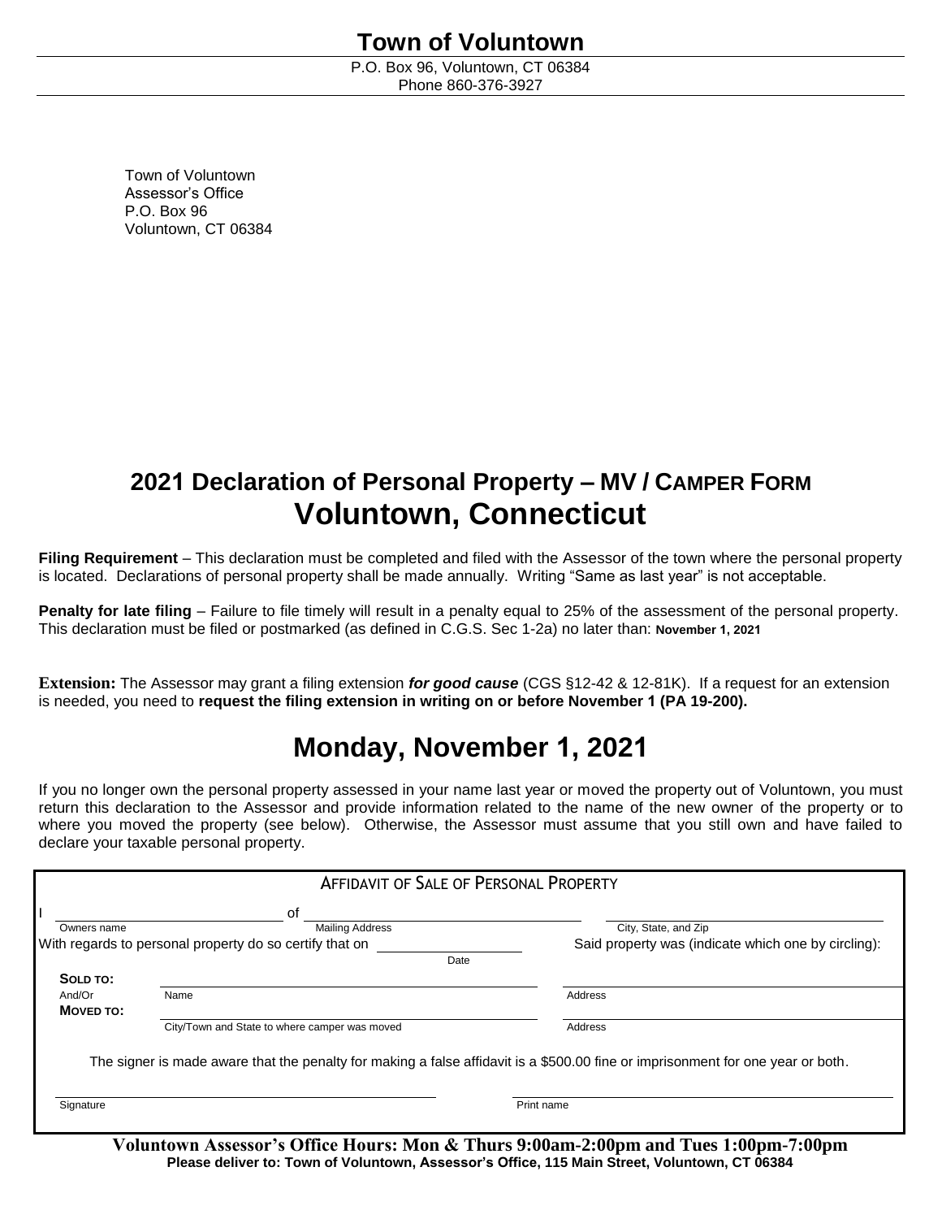# Town of Voluntown

P.O. Box 96, Voluntown, CT 06384
Phone 860-376-3927

Town of Voluntown
Assessor's Office
P.O. Box 96
Voluntown, CT 06384

## 2021 Declaration of Personal Property – MV / CAMPER FORM

## Voluntown, Connecticut

**Filing Requirement** – This declaration must be completed and filed with the Assessor of the town where the personal property is located. Declarations of personal property shall be made annually. Writing "Same as last year" is not acceptable.

**Penalty for late filing** – Failure to file timely will result in a penalty equal to 25% of the assessment of the personal property. This declaration must be filed or postmarked (as defined in C.G.S. Sec 1-2a) no later than: **November 1, 2021**

**Extension:** The Assessor may grant a filing extension ***for good cause*** (CGS §12-42 & 12-81K). If a request for an extension is needed, you need to **request the filing extension in writing on or before November 1 (PA 19-200).**

## Monday, November 1, 2021

If you no longer own the personal property assessed in your name last year or moved the property out of Voluntown, you must return this declaration to the Assessor and provide information related to the name of the new owner of the property or to where you moved the property (see below). Otherwise, the Assessor must assume that you still own and have failed to declare your taxable personal property.

### AFFIDAVIT OF SALE OF PERSONAL PROPERTY

I ______________________ of ______________________ ______________________
Owners name — Mailing Address — City, State, and Zip

With regards to personal property do so certify that on ______________ Said property was (indicate which one by circling):
Date

**SOLD TO:** ______________________ ______________________
And/Or — Name — Address

**MOVED TO:** ______________________ ______________________
City/Town and State to where camper was moved — Address

The signer is made aware that the penalty for making a false affidavit is a $500.00 fine or imprisonment for one year or both.

______________________ ______________________
Signature — Print name

**Voluntown Assessor's Office Hours: Mon & Thurs 9:00am-2:00pm and Tues 1:00pm-7:00pm**

**Please deliver to: Town of Voluntown, Assessor's Office, 115 Main Street, Voluntown, CT 06384**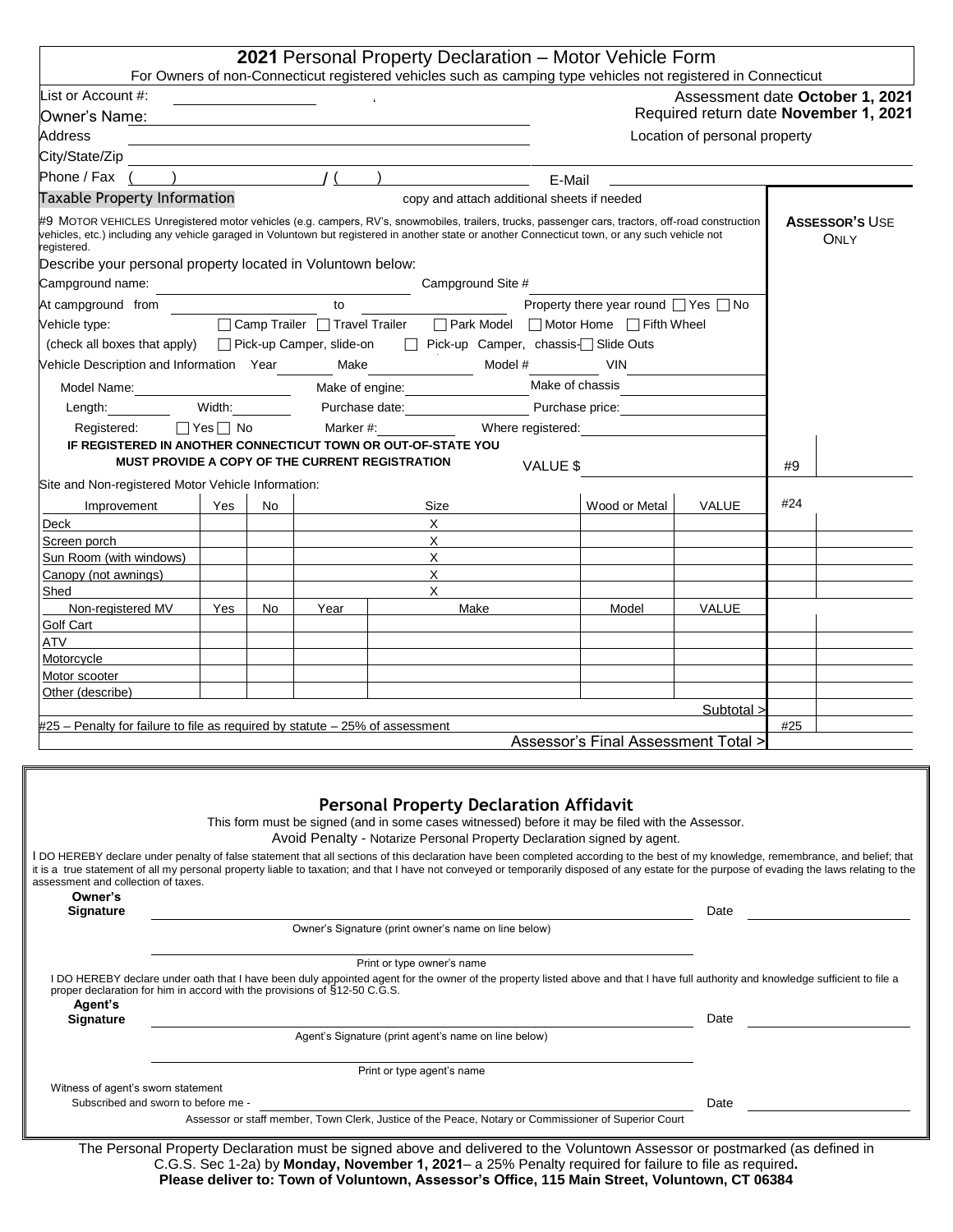# 2021 Personal Property Declaration – Motor Vehicle Form

For Owners of non-Connecticut registered vehicles such as camping type vehicles not registered in Connecticut

List or Account #: ____________

Owner's Name: ____________

Address ____________

City/State/Zip ____________

Phone / Fax ( ) ____________ / ( ) ____________ E-Mail ____________

Assessment date **October 1, 2021**
Required return date **November 1, 2021**

Location of personal property

Taxable Property Information — copy and attach additional sheets if needed

**ASSESSOR'S USE ONLY**

#9 MOTOR VEHICLES Unregistered motor vehicles (e.g. campers, RV's, snowmobiles, trailers, trucks, passenger cars, tractors, off-road construction vehicles, etc.) including any vehicle garaged in Voluntown but registered in another state or another Connecticut town, or any such vehicle not registered.

Describe your personal property located in Voluntown below:

Campground name: ____________ Campground Site # ____________

At campground from ____________ to ____________ Property there year round ☐ Yes ☐ No

Vehicle type: ☐ Camp Trailer ☐ Travel Trailer ☐ Park Model ☐ Motor Home ☐ Fifth Wheel

(check all boxes that apply) ☐ Pick-up Camper, slide-on ☐ Pick-up Camper, chassis-☐ Slide Outs

Vehicle Description and Information Year ______ Make ______ Model # ______ VIN ______

Model Name: ______ Make of engine: ______ Make of chassis ______

Length: ______ Width: ______ Purchase date: ______ Purchase price: ______

Registered: ☐ Yes ☐ No Marker #: ______ Where registered: ______

**IF REGISTERED IN ANOTHER CONNECTICUT TOWN OR OUT-OF-STATE YOU MUST PROVIDE A COPY OF THE CURRENT REGISTRATION**

VALUE $ ____________ | #9 |

Site and Non-registered Motor Vehicle Information:

| Improvement | Yes | No | Size | | Wood or Metal | VALUE | #24 | |
|---|---|---|---|---|---|---|---|---|
| Deck | | | X | | | | | |
| Screen porch | | | X | | | | | |
| Sun Room (with windows) | | | X | | | | | |
| Canopy (not awnings) | | | X | | | | | |
| Shed | | | X | | | | | |
| **Non-registered MV** | **Yes** | **No** | **Year** | **Make** | **Model** | **VALUE** | | |
| Golf Cart | | | | | | | | |
| ATV | | | | | | | | |
| Motorcycle | | | | | | | | |
| Motor scooter | | | | | | | | |
| Other (describe) | | | | | | | | |
| | | | | | | Subtotal > | | |
| #25 – Penalty for failure to file as required by statute – 25% of assessment | | | | | | | #25 | |
| | | | | | | Assessor's Final Assessment Total > | | |

## Personal Property Declaration Affidavit

This form must be signed (and in some cases witnessed) before it may be filed with the Assessor.

Avoid Penalty - Notarize Personal Property Declaration signed by agent.

I DO HEREBY declare under penalty of false statement that all sections of this declaration have been completed according to the best of my knowledge, remembrance, and belief; that it is a true statement of all my personal property liable to taxation; and that I have not conveyed or temporarily disposed of any estate for the purpose of evading the laws relating to the assessment and collection of taxes.

**Owner's Signature** ____________ Date ____________

Owner's Signature (print owner's name on line below)

____________

Print or type owner's name

I DO HEREBY declare under oath that I have been duly appointed agent for the owner of the property listed above and that I have full authority and knowledge sufficient to file a proper declaration for him in accord with the provisions of §12-50 C.G.S.

**Agent's Signature** ____________ Date ____________

Agent's Signature (print agent's name on line below)

____________

Print or type agent's name

Witness of agent's sworn statement

Subscribed and sworn to before me - ____________ Date ____________

Assessor or staff member, Town Clerk, Justice of the Peace, Notary or Commissioner of Superior Court

The Personal Property Declaration must be signed above and delivered to the Voluntown Assessor or postmarked (as defined in C.G.S. Sec 1-2a) by **Monday, November 1, 2021**– a 25% Penalty required for failure to file as required**.**

**Please deliver to: Town of Voluntown, Assessor's Office, 115 Main Street, Voluntown, CT 06384**